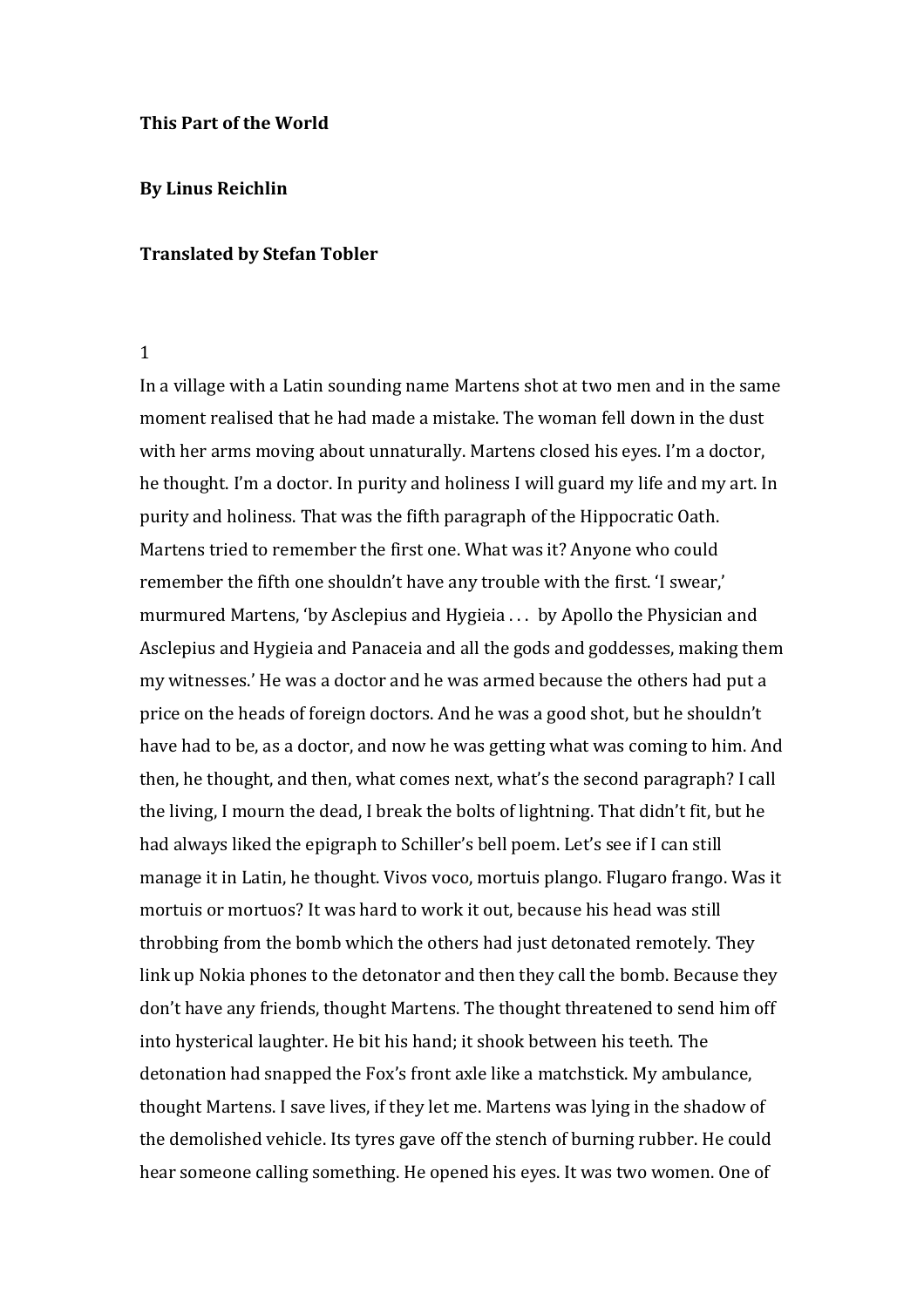**This Part of the World**

**By Linus Reichlin**

**Translated by Stefan Tobler**

1

In a village with a Latin sounding name Martens shot at two men and in the same moment realised that he had made a mistake. The woman fell down in the dust with her arms moving about unnaturally. Martens closed his eyes. I'm a doctor, he thought. I'm a doctor. In purity and holiness I will guard my life and my art. In purity and holiness. That was the fifth paragraph of the Hippocratic Oath. Martens tried to remember the first one. What was it? Anyone who could remember the fifth one shouldn't have any trouble with the first. 'I swear,' murmured Martens, 'by Asclepius and Hygieia . . . by Apollo the Physician and Asclepius and Hygieia and Panaceia and all the gods and goddesses, making them my witnesses.' He was a doctor and he was armed because the others had put a price on the heads of foreign doctors. And he was a good shot, but he shouldn't have had to be, as a doctor, and now he was getting what was coming to him. And then, he thought, and then, what comes next, what's the second paragraph? I call the living, I mourn the dead, I break the bolts of lightning. That didn't fit, but he had always liked the epigraph to Schiller's bell poem. Let's see if I can still manage it in Latin, he thought. Vivos voco, mortuis plango. Flugaro frango. Was it mortuis or mortuos? It was hard to work it out, because his head was still throbbing from the bomb which the others had just detonated remotely. They link up Nokia phones to the detonator and then they call the bomb. Because they don't have any friends, thought Martens. The thought threatened to send him off into hysterical laughter. He bit his hand; it shook between his teeth. The detonation had snapped the Fox's front axle like a matchstick. My ambulance, thought Martens. I save lives, if they let me. Martens was lying in the shadow of the demolished vehicle. Its tyres gave off the stench of burning rubber. He could hear someone calling something. He opened his eyes. It was two women. One of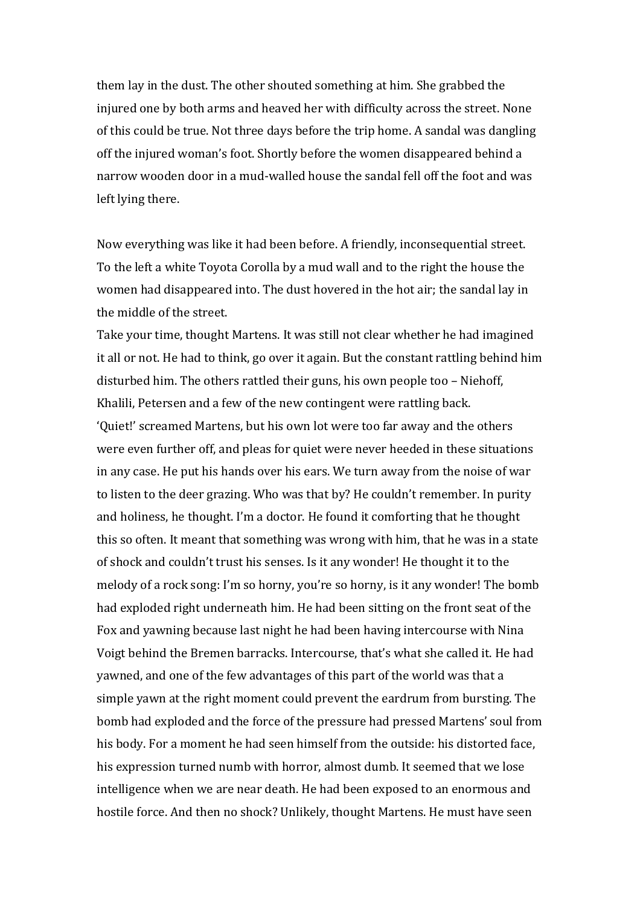them lay in the dust. The other shouted something at him. She grabbed the injured one by both arms and heaved her with difficulty across the street. None of this could be true. Not three days before the trip home. A sandal was dangling off the injured woman's foot. Shortly before the women disappeared behind a narrow wooden door in a mud-walled house the sandal fell off the foot and was left lying there.

Now everything was like it had been before. A friendly, inconsequential street. To the left a white Toyota Corolla by a mud wall and to the right the house the women had disappeared into. The dust hovered in the hot air; the sandal lay in the middle of the street.

Take your time, thought Martens. It was still not clear whether he had imagined it all or not. He had to think, go over it again. But the constant rattling behind him disturbed him. The others rattled their guns, his own people too – Niehoff, Khalili, Petersen and a few of the new contingent were rattling back.

'Quiet!' screamed Martens, but his own lot were too far away and the others were even further off, and pleas for quiet were never heeded in these situations in any case. He put his hands over his ears. We turn away from the noise of war to listen to the deer grazing. Who was that by? He couldn't remember. In purity and holiness, he thought. I'm a doctor. He found it comforting that he thought this so often. It meant that something was wrong with him, that he was in a state of shock and couldn't trust his senses. Is it any wonder! He thought it to the melody of a rock song: I'm so horny, you're so horny, is it any wonder! The bomb had exploded right underneath him. He had been sitting on the front seat of the Fox and yawning because last night he had been having intercourse with Nina Voigt behind the Bremen barracks. Intercourse, that's what she called it. He had yawned, and one of the few advantages of this part of the world was that a simple yawn at the right moment could prevent the eardrum from bursting. The bomb had exploded and the force of the pressure had pressed Martens' soul from his body. For a moment he had seen himself from the outside: his distorted face, his expression turned numb with horror, almost dumb. It seemed that we lose intelligence when we are near death. He had been exposed to an enormous and hostile force. And then no shock? Unlikely, thought Martens. He must have seen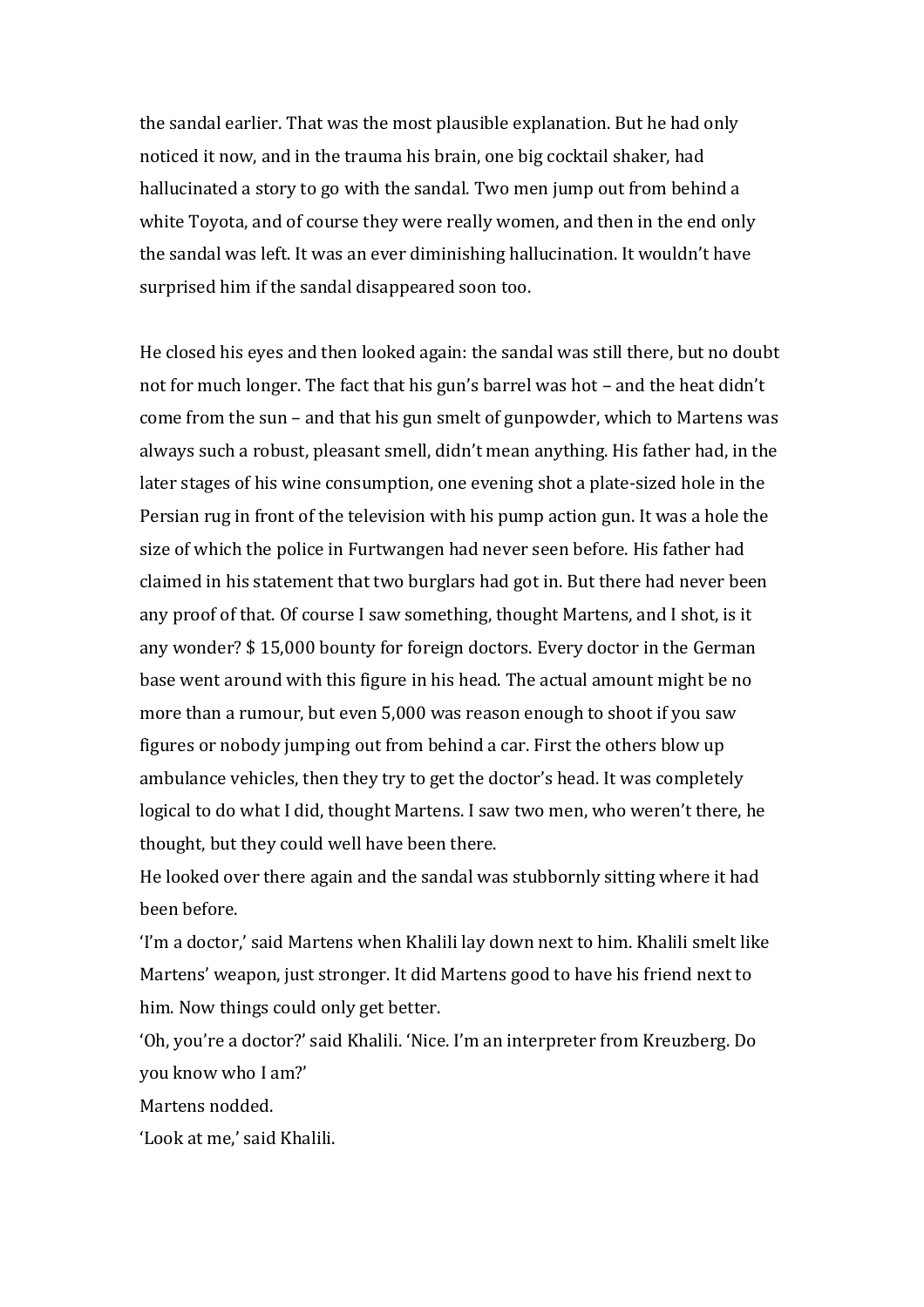the sandal earlier. That was the most plausible explanation. But he had only noticed it now, and in the trauma his brain, one big cocktail shaker, had hallucinated a story to go with the sandal. Two men jump out from behind a white Toyota, and of course they were really women, and then in the end only the sandal was left. It was an ever diminishing hallucination. It wouldn't have surprised him if the sandal disappeared soon too.

He closed his eyes and then looked again: the sandal was still there, but no doubt not for much longer. The fact that his gun's barrel was hot – and the heat didn't come from the sun – and that his gun smelt of gunpowder, which to Martens was always such a robust, pleasant smell, didn't mean anything. His father had, in the later stages of his wine consumption, one evening shot a plate-sized hole in the Persian rug in front of the television with his pump action gun. It was a hole the size of which the police in Furtwangen had never seen before. His father had claimed in his statement that two burglars had got in. But there had never been any proof of that. Of course I saw something, thought Martens, and I shot, is it any wonder? $ 15,000 bounty for foreign doctors. Every doctor in the German base went around with this figure in his head. The actual amount might be no more than a rumour, but even 5,000 was reason enough to shoot if you saw figures or nobody jumping out from behind a car. First the others blow up ambulance vehicles, then they try to get the doctor's head. It was completely logical to do what I did, thought Martens. I saw two men, who weren't there, he thought, but they could well have been there.

He looked over there again and the sandal was stubbornly sitting where it had been before.

'I'm a doctor,' said Martens when Khalili lay down next to him. Khalili smelt like Martens' weapon, just stronger. It did Martens good to have his friend next to him. Now things could only get better.

'Oh, you're a doctor?' said Khalili. 'Nice. I'm an interpreter from Kreuzberg. Do you know who I am?'

Martens nodded.

'Look at me,' said Khalili.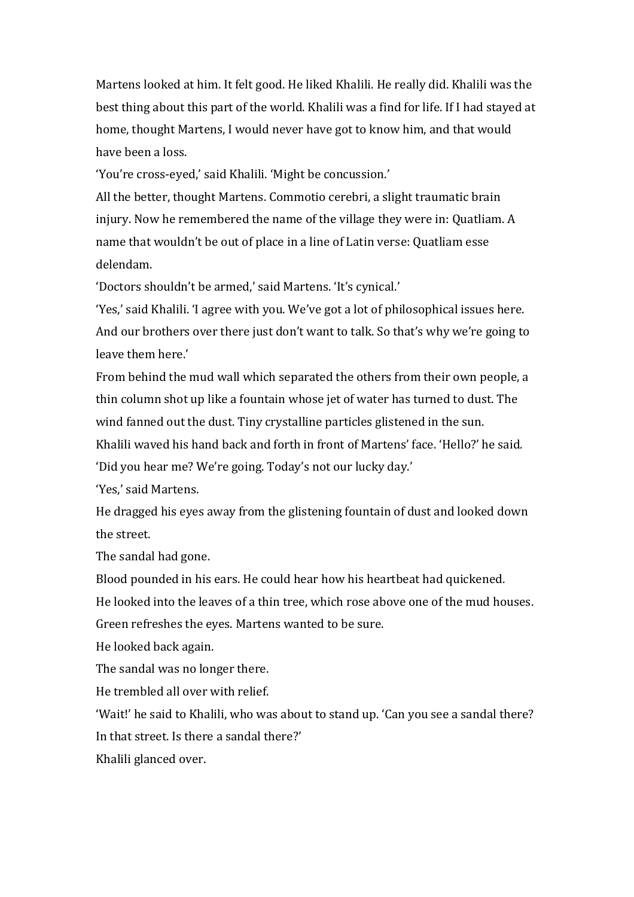Martens looked at him. It felt good. He liked Khalili. He really did. Khalili was the best thing about this part of the world. Khalili was a find for life. If I had stayed at home, thought Martens, I would never have got to know him, and that would have been a loss.

'You're cross-eyed,' said Khalili. 'Might be concussion.'

All the better, thought Martens. Commotio cerebri, a slight traumatic brain injury. Now he remembered the name of the village they were in: Quatliam. A name that wouldn't be out of place in a line of Latin verse: Quatliam esse delendam.

'Doctors shouldn't be armed,' said Martens. 'It's cynical.'

'Yes,' said Khalili. 'I agree with you. We've got a lot of philosophical issues here. And our brothers over there just don't want to talk. So that's why we're going to leave them here.'

From behind the mud wall which separated the others from their own people, a thin column shot up like a fountain whose jet of water has turned to dust. The wind fanned out the dust. Tiny crystalline particles glistened in the sun.

Khalili waved his hand back and forth in front of Martens' face. 'Hello?' he said. 'Did you hear me? We're going. Today's not our lucky day.'

'Yes,' said Martens.

He dragged his eyes away from the glistening fountain of dust and looked down the street.

The sandal had gone.

Blood pounded in his ears. He could hear how his heartbeat had quickened.

He looked into the leaves of a thin tree, which rose above one of the mud houses. Green refreshes the eyes. Martens wanted to be sure.

He looked back again.

The sandal was no longer there.

He trembled all over with relief.

'Wait!' he said to Khalili, who was about to stand up. 'Can you see a sandal there? In that street. Is there a sandal there?'

Khalili glanced over.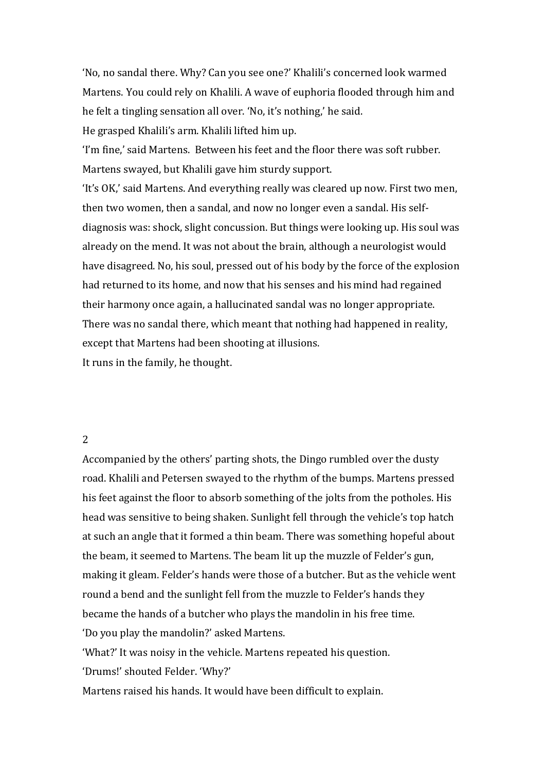'No, no sandal there. Why? Can you see one?' Khalili's concerned look warmed Martens. You could rely on Khalili. A wave of euphoria flooded through him and he felt a tingling sensation all over. 'No, it's nothing,' he said.

He grasped Khalili's arm. Khalili lifted him up.

'I'm fine,' said Martens. Between his feet and the floor there was soft rubber. Martens swayed, but Khalili gave him sturdy support.

'It's OK,' said Martens. And everything really was cleared up now. First two men, then two women, then a sandal, and now no longer even a sandal. His self-diagnosis was: shock, slight concussion. But things were looking up. His soul was already on the mend. It was not about the brain, although a neurologist would have disagreed. No, his soul, pressed out of his body by the force of the explosion had returned to its home, and now that his senses and his mind had regained their harmony once again, a hallucinated sandal was no longer appropriate. There was no sandal there, which meant that nothing had happened in reality, except that Martens had been shooting at illusions.

It runs in the family, he thought.

## 2

Accompanied by the others' parting shots, the Dingo rumbled over the dusty road. Khalili and Petersen swayed to the rhythm of the bumps. Martens pressed his feet against the floor to absorb something of the jolts from the potholes. His head was sensitive to being shaken. Sunlight fell through the vehicle's top hatch at such an angle that it formed a thin beam. There was something hopeful about the beam, it seemed to Martens. The beam lit up the muzzle of Felder's gun, making it gleam. Felder's hands were those of a butcher. But as the vehicle went round a bend and the sunlight fell from the muzzle to Felder's hands they became the hands of a butcher who plays the mandolin in his free time.

'Do you play the mandolin?' asked Martens.

'What?' It was noisy in the vehicle. Martens repeated his question.

'Drums!' shouted Felder. 'Why?'

Martens raised his hands. It would have been difficult to explain.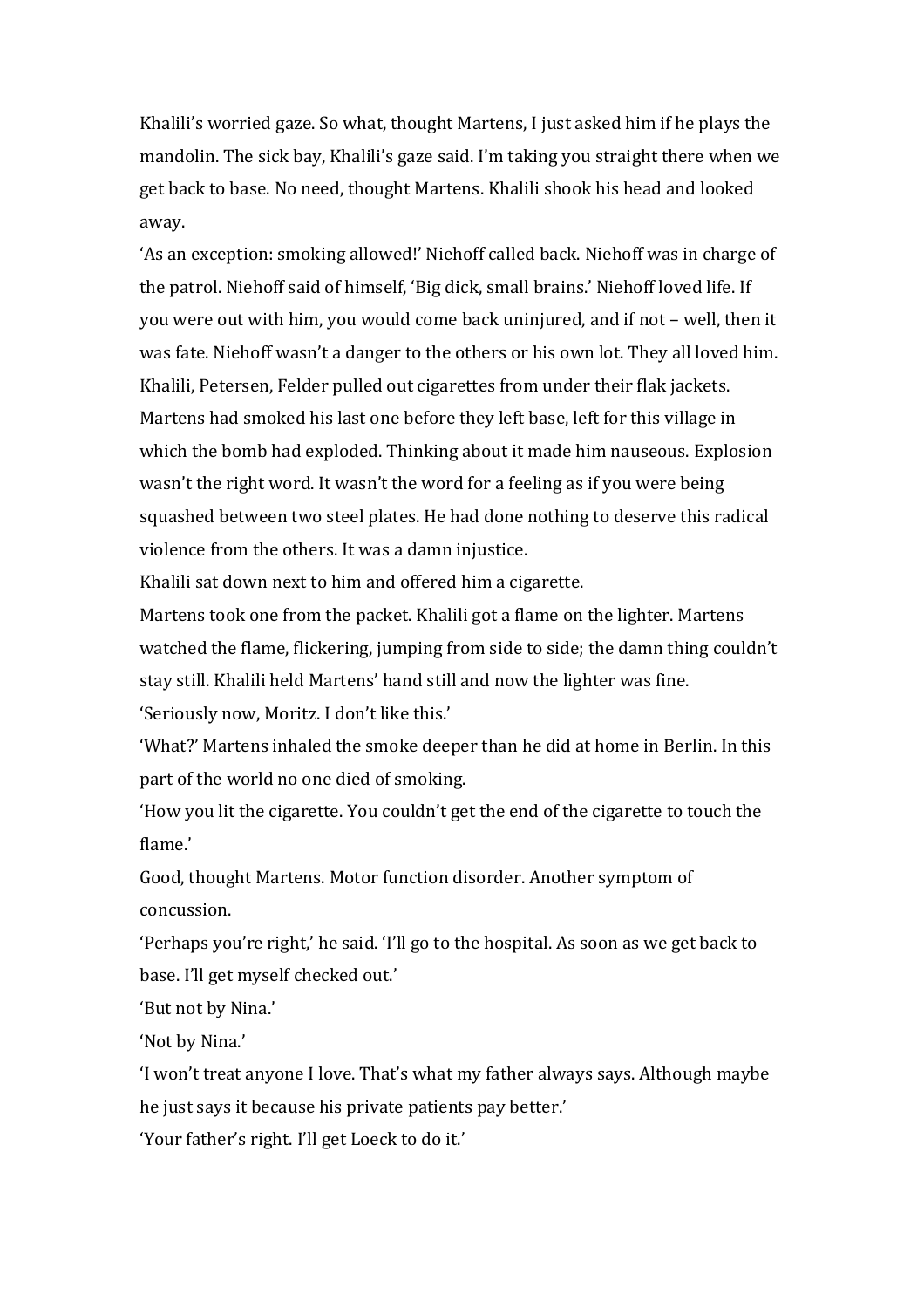Khalili's worried gaze. So what, thought Martens, I just asked him if he plays the mandolin. The sick bay, Khalili's gaze said. I'm taking you straight there when we get back to base. No need, thought Martens. Khalili shook his head and looked away.

'As an exception: smoking allowed!' Niehoff called back. Niehoff was in charge of the patrol. Niehoff said of himself, 'Big dick, small brains.' Niehoff loved life. If you were out with him, you would come back uninjured, and if not – well, then it was fate. Niehoff wasn't a danger to the others or his own lot. They all loved him. Khalili, Petersen, Felder pulled out cigarettes from under their flak jackets. Martens had smoked his last one before they left base, left for this village in which the bomb had exploded. Thinking about it made him nauseous. Explosion wasn't the right word. It wasn't the word for a feeling as if you were being squashed between two steel plates. He had done nothing to deserve this radical violence from the others. It was a damn injustice.

Khalili sat down next to him and offered him a cigarette.

Martens took one from the packet. Khalili got a flame on the lighter. Martens watched the flame, flickering, jumping from side to side; the damn thing couldn't stay still. Khalili held Martens' hand still and now the lighter was fine.

'Seriously now, Moritz. I don't like this.'

'What?' Martens inhaled the smoke deeper than he did at home in Berlin. In this part of the world no one died of smoking.

'How you lit the cigarette. You couldn't get the end of the cigarette to touch the flame.'

Good, thought Martens. Motor function disorder. Another symptom of concussion.

'Perhaps you're right,' he said. 'I'll go to the hospital. As soon as we get back to base. I'll get myself checked out.'

'But not by Nina.'

'Not by Nina.'

'I won't treat anyone I love. That's what my father always says. Although maybe he just says it because his private patients pay better.'

'Your father's right. I'll get Loeck to do it.'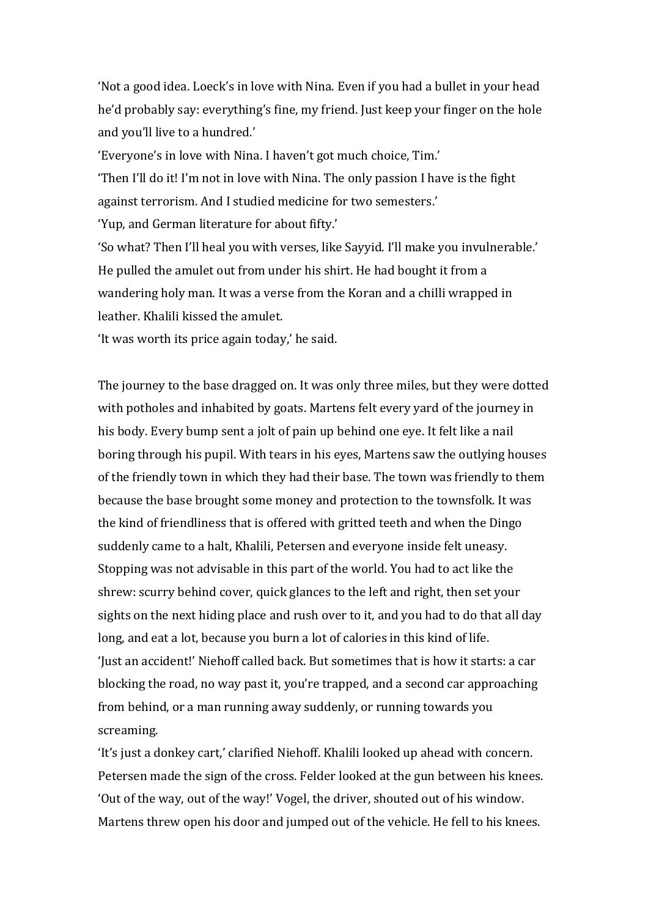'Not a good idea. Loeck's in love with Nina. Even if you had a bullet in your head he'd probably say: everything's fine, my friend. Just keep your finger on the hole and you'll live to a hundred.'

'Everyone's in love with Nina. I haven't got much choice, Tim.'

'Then I'll do it! I'm not in love with Nina. The only passion I have is the fight against terrorism. And I studied medicine for two semesters.'

'Yup, and German literature for about fifty.'

'So what? Then I'll heal you with verses, like Sayyid. I'll make you invulnerable.' He pulled the amulet out from under his shirt. He had bought it from a wandering holy man. It was a verse from the Koran and a chilli wrapped in leather. Khalili kissed the amulet.

'It was worth its price again today,' he said.

The journey to the base dragged on. It was only three miles, but they were dotted with potholes and inhabited by goats. Martens felt every yard of the journey in his body. Every bump sent a jolt of pain up behind one eye. It felt like a nail boring through his pupil. With tears in his eyes, Martens saw the outlying houses of the friendly town in which they had their base. The town was friendly to them because the base brought some money and protection to the townsfolk. It was the kind of friendliness that is offered with gritted teeth and when the Dingo suddenly came to a halt, Khalili, Petersen and everyone inside felt uneasy. Stopping was not advisable in this part of the world. You had to act like the shrew: scurry behind cover, quick glances to the left and right, then set your sights on the next hiding place and rush over to it, and you had to do that all day long, and eat a lot, because you burn a lot of calories in this kind of life.

'Just an accident!' Niehoff called back. But sometimes that is how it starts: a car blocking the road, no way past it, you're trapped, and a second car approaching from behind, or a man running away suddenly, or running towards you screaming.

'It's just a donkey cart,' clarified Niehoff. Khalili looked up ahead with concern. Petersen made the sign of the cross. Felder looked at the gun between his knees.

'Out of the way, out of the way!' Vogel, the driver, shouted out of his window. Martens threw open his door and jumped out of the vehicle. He fell to his knees.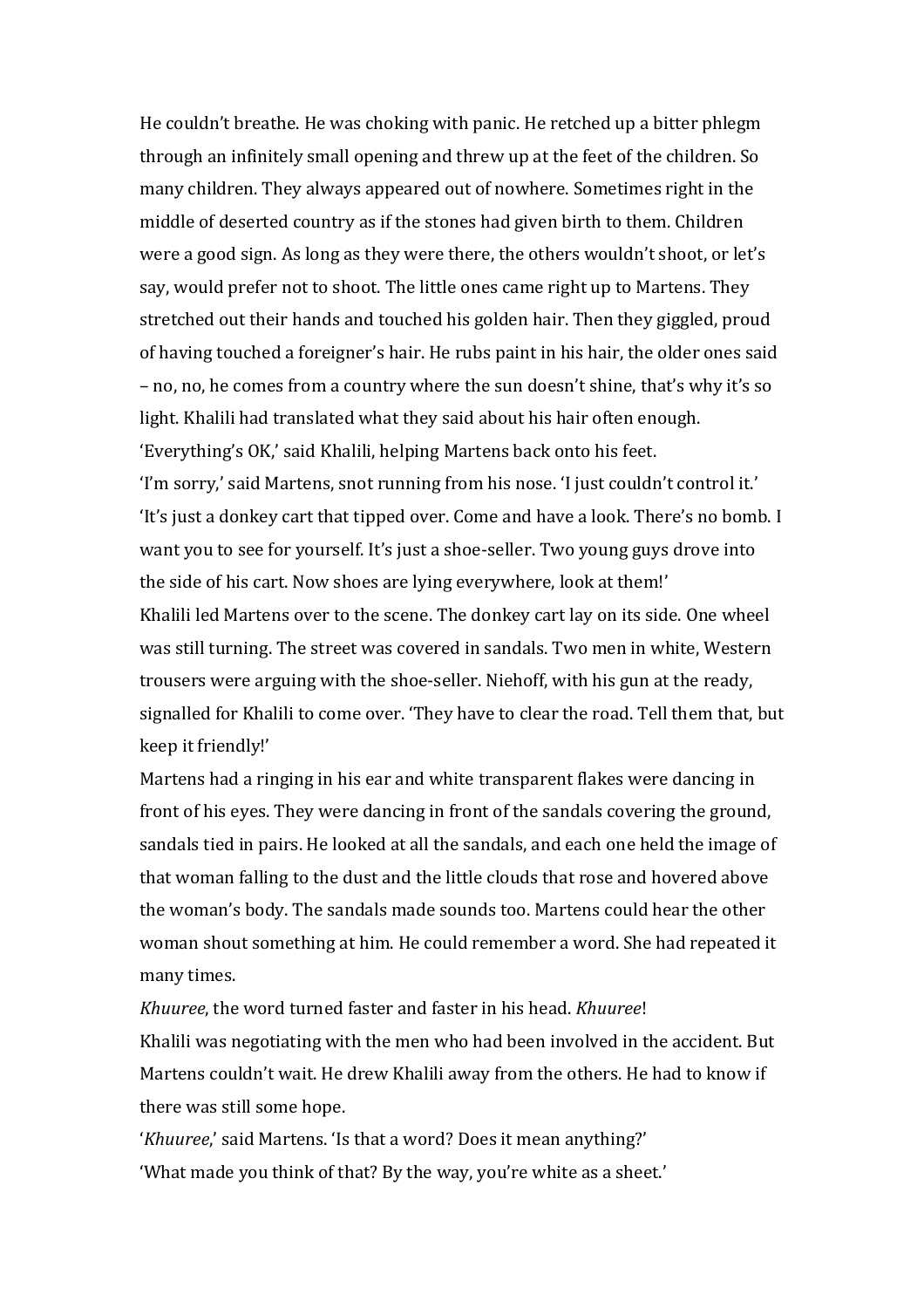He couldn't breathe. He was choking with panic. He retched up a bitter phlegm through an infinitely small opening and threw up at the feet of the children. So many children. They always appeared out of nowhere. Sometimes right in the middle of deserted country as if the stones had given birth to them. Children were a good sign. As long as they were there, the others wouldn't shoot, or let's say, would prefer not to shoot. The little ones came right up to Martens. They stretched out their hands and touched his golden hair. Then they giggled, proud of having touched a foreigner's hair. He rubs paint in his hair, the older ones said – no, no, he comes from a country where the sun doesn't shine, that's why it's so light. Khalili had translated what they said about his hair often enough.

'Everything's OK,' said Khalili, helping Martens back onto his feet.

'I'm sorry,' said Martens, snot running from his nose. 'I just couldn't control it.'

'It's just a donkey cart that tipped over. Come and have a look. There's no bomb. I want you to see for yourself. It's just a shoe-seller. Two young guys drove into the side of his cart. Now shoes are lying everywhere, look at them!'

Khalili led Martens over to the scene. The donkey cart lay on its side. One wheel was still turning. The street was covered in sandals. Two men in white, Western trousers were arguing with the shoe-seller. Niehoff, with his gun at the ready, signalled for Khalili to come over. 'They have to clear the road. Tell them that, but keep it friendly!'

Martens had a ringing in his ear and white transparent flakes were dancing in front of his eyes. They were dancing in front of the sandals covering the ground, sandals tied in pairs. He looked at all the sandals, and each one held the image of that woman falling to the dust and the little clouds that rose and hovered above the woman's body. The sandals made sounds too. Martens could hear the other woman shout something at him. He could remember a word. She had repeated it many times.

*Khuuree*, the word turned faster and faster in his head. *Khuuree*!

Khalili was negotiating with the men who had been involved in the accident. But Martens couldn't wait. He drew Khalili away from the others. He had to know if there was still some hope.

'*Khuuree*,' said Martens. 'Is that a word? Does it mean anything?'

'What made you think of that? By the way, you're white as a sheet.'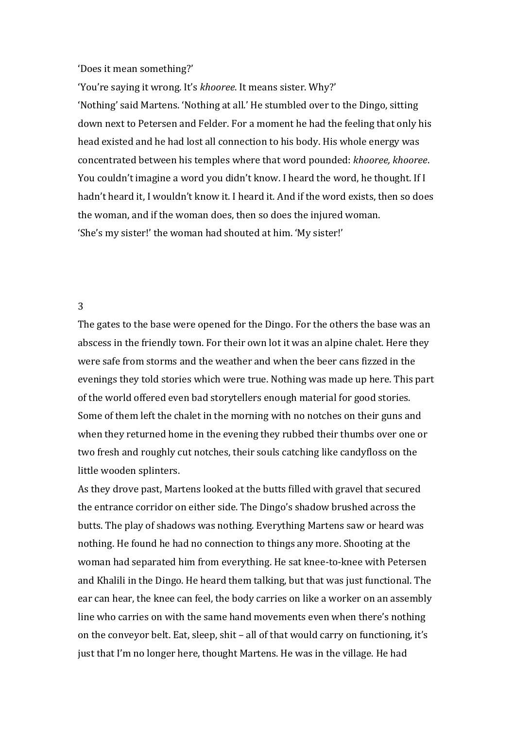'Does it mean something?'

'You're saying it wrong. It's *khooree*. It means sister. Why?'

'Nothing' said Martens. 'Nothing at all.' He stumbled over to the Dingo, sitting down next to Petersen and Felder. For a moment he had the feeling that only his head existed and he had lost all connection to his body. His whole energy was concentrated between his temples where that word pounded: *khooree, khooree*. You couldn't imagine a word you didn't know. I heard the word, he thought. If I hadn't heard it, I wouldn't know it. I heard it. And if the word exists, then so does the woman, and if the woman does, then so does the injured woman.

'She's my sister!' the woman had shouted at him. 'My sister!'

## 3

The gates to the base were opened for the Dingo. For the others the base was an abscess in the friendly town. For their own lot it was an alpine chalet. Here they were safe from storms and the weather and when the beer cans fizzed in the evenings they told stories which were true. Nothing was made up here. This part of the world offered even bad storytellers enough material for good stories. Some of them left the chalet in the morning with no notches on their guns and when they returned home in the evening they rubbed their thumbs over one or two fresh and roughly cut notches, their souls catching like candyfloss on the little wooden splinters.

As they drove past, Martens looked at the butts filled with gravel that secured the entrance corridor on either side. The Dingo's shadow brushed across the butts. The play of shadows was nothing. Everything Martens saw or heard was nothing. He found he had no connection to things any more. Shooting at the woman had separated him from everything. He sat knee-to-knee with Petersen and Khalili in the Dingo. He heard them talking, but that was just functional. The ear can hear, the knee can feel, the body carries on like a worker on an assembly line who carries on with the same hand movements even when there's nothing on the conveyor belt. Eat, sleep, shit – all of that would carry on functioning, it's just that I'm no longer here, thought Martens. He was in the village. He had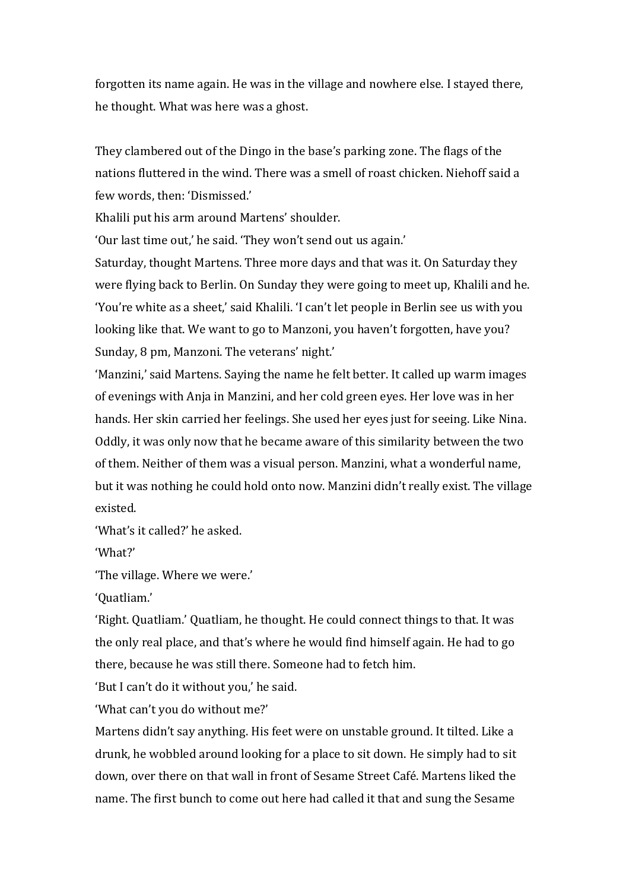forgotten its name again. He was in the village and nowhere else. I stayed there, he thought. What was here was a ghost.

They clambered out of the Dingo in the base's parking zone. The flags of the nations fluttered in the wind. There was a smell of roast chicken. Niehoff said a few words, then: 'Dismissed.'

Khalili put his arm around Martens' shoulder.

'Our last time out,' he said. 'They won't send out us again.'

Saturday, thought Martens. Three more days and that was it. On Saturday they were flying back to Berlin. On Sunday they were going to meet up, Khalili and he.

'You're white as a sheet,' said Khalili. 'I can't let people in Berlin see us with you looking like that. We want to go to Manzoni, you haven't forgotten, have you? Sunday, 8 pm, Manzoni. The veterans' night.'

'Manzini,' said Martens. Saying the name he felt better. It called up warm images of evenings with Anja in Manzini, and her cold green eyes. Her love was in her hands. Her skin carried her feelings. She used her eyes just for seeing. Like Nina. Oddly, it was only now that he became aware of this similarity between the two of them. Neither of them was a visual person. Manzini, what a wonderful name, but it was nothing he could hold onto now. Manzini didn't really exist. The village existed.

'What's it called?' he asked.

'What?'

'The village. Where we were.'

'Quatliam.'

'Right. Quatliam.' Quatliam, he thought. He could connect things to that. It was the only real place, and that's where he would find himself again. He had to go there, because he was still there. Someone had to fetch him.

'But I can't do it without you,' he said.

'What can't you do without me?'

Martens didn't say anything. His feet were on unstable ground. It tilted. Like a drunk, he wobbled around looking for a place to sit down. He simply had to sit down, over there on that wall in front of Sesame Street Café. Martens liked the name. The first bunch to come out here had called it that and sung the Sesame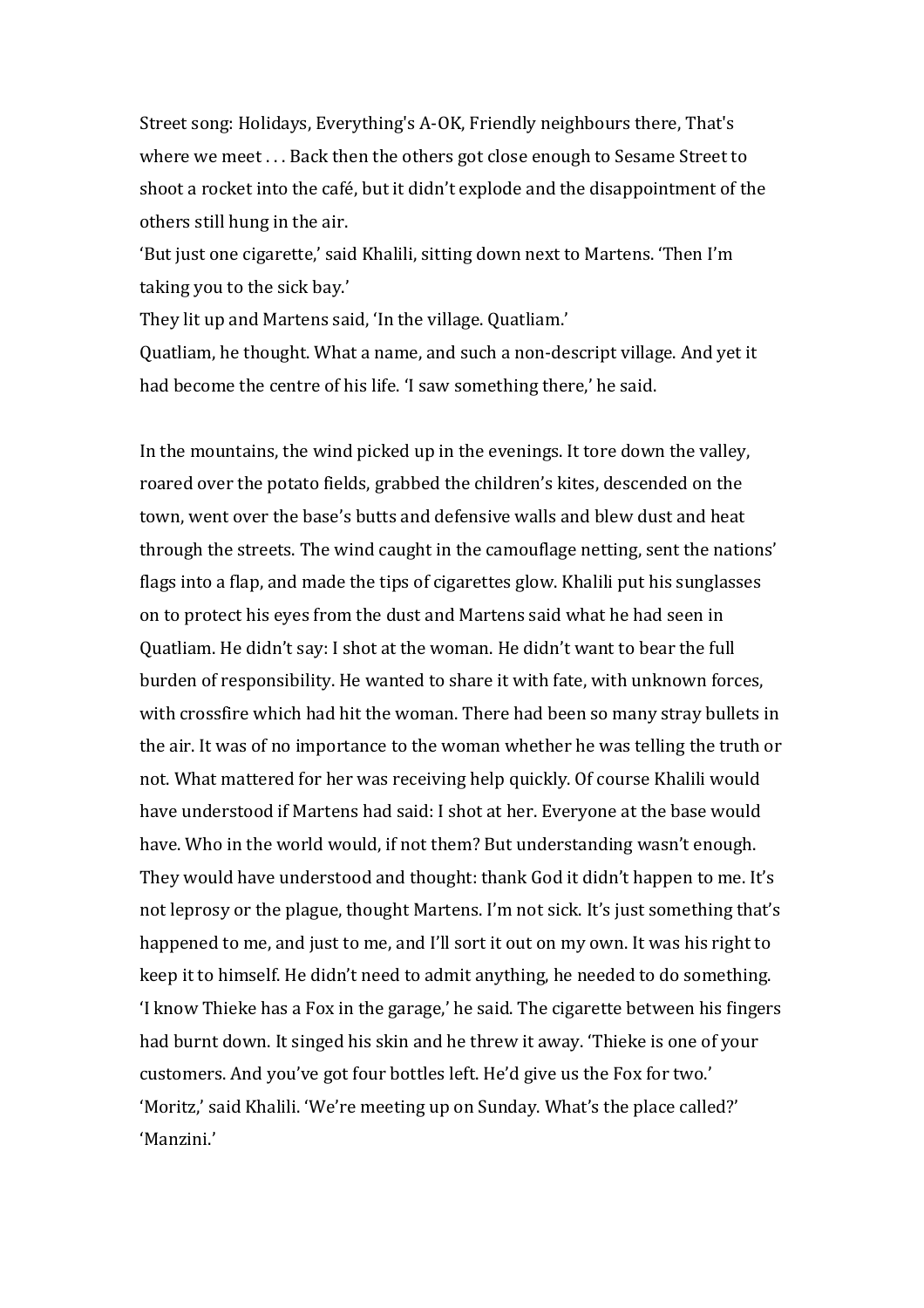Street song: Holidays, Everything's A-OK, Friendly neighbours there, That's where we meet . . . Back then the others got close enough to Sesame Street to shoot a rocket into the café, but it didn't explode and the disappointment of the others still hung in the air.

'But just one cigarette,' said Khalili, sitting down next to Martens. 'Then I'm taking you to the sick bay.'

They lit up and Martens said, 'In the village. Quatliam.'

Quatliam, he thought. What a name, and such a non-descript village. And yet it had become the centre of his life. 'I saw something there,' he said.

In the mountains, the wind picked up in the evenings. It tore down the valley, roared over the potato fields, grabbed the children's kites, descended on the town, went over the base's butts and defensive walls and blew dust and heat through the streets. The wind caught in the camouflage netting, sent the nations' flags into a flap, and made the tips of cigarettes glow. Khalili put his sunglasses on to protect his eyes from the dust and Martens said what he had seen in Quatliam. He didn't say: I shot at the woman. He didn't want to bear the full burden of responsibility. He wanted to share it with fate, with unknown forces, with crossfire which had hit the woman. There had been so many stray bullets in the air. It was of no importance to the woman whether he was telling the truth or not. What mattered for her was receiving help quickly. Of course Khalili would have understood if Martens had said: I shot at her. Everyone at the base would have. Who in the world would, if not them? But understanding wasn't enough. They would have understood and thought: thank God it didn't happen to me. It's not leprosy or the plague, thought Martens. I'm not sick. It's just something that's happened to me, and just to me, and I'll sort it out on my own. It was his right to keep it to himself. He didn't need to admit anything, he needed to do something.

'I know Thieke has a Fox in the garage,' he said. The cigarette between his fingers had burnt down. It singed his skin and he threw it away. 'Thieke is one of your customers. And you've got four bottles left. He'd give us the Fox for two.'

'Moritz,' said Khalili. 'We're meeting up on Sunday. What's the place called?'

'Manzini.'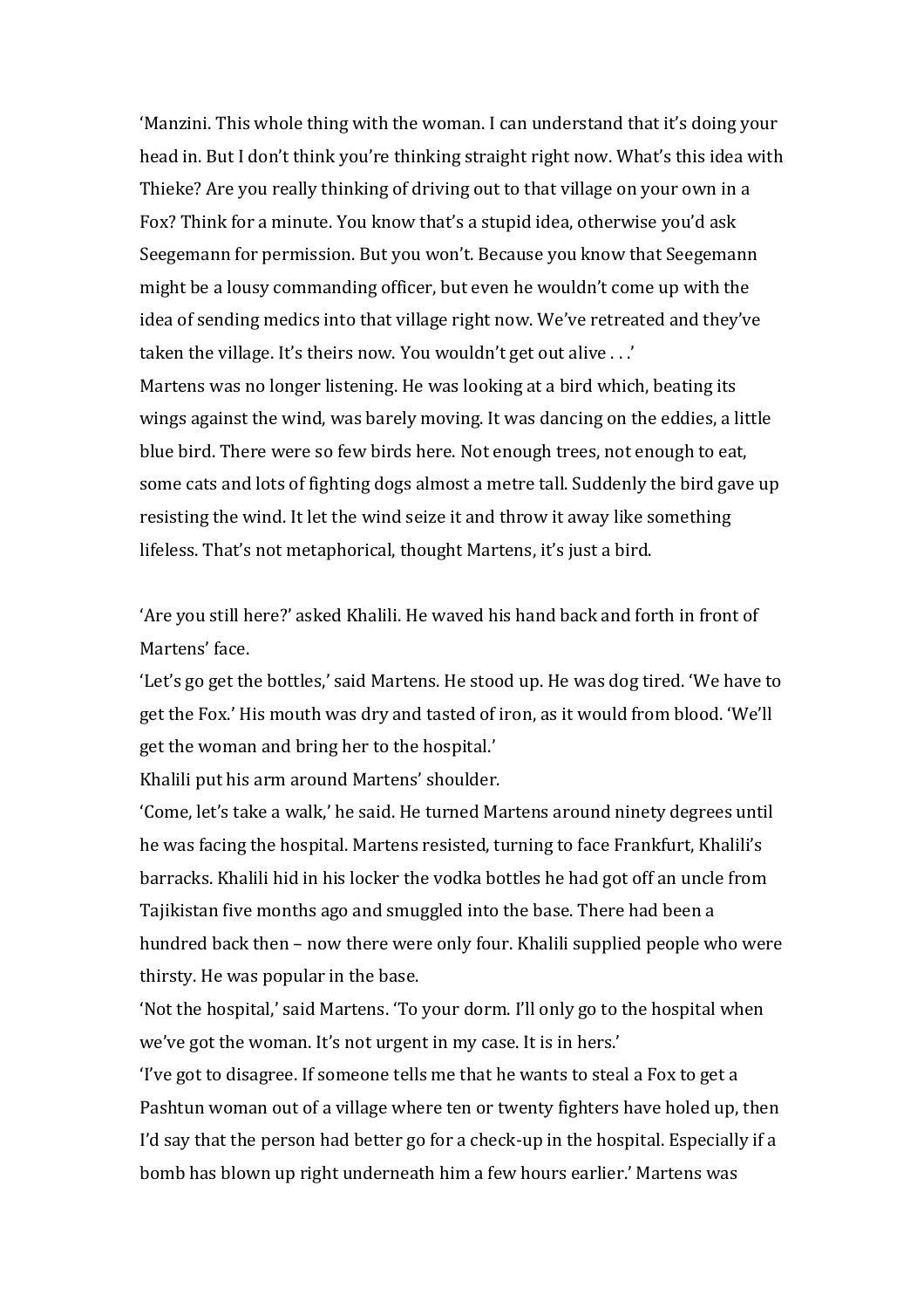'Manzini. This whole thing with the woman. I can understand that it's doing your head in. But I don't think you're thinking straight right now. What's this idea with Thieke? Are you really thinking of driving out to that village on your own in a Fox? Think for a minute. You know that's a stupid idea, otherwise you'd ask Seegemann for permission. But you won't. Because you know that Seegemann might be a lousy commanding officer, but even he wouldn't come up with the idea of sending medics into that village right now. We've retreated and they've taken the village. It's theirs now. You wouldn't get out alive . . .'

Martens was no longer listening. He was looking at a bird which, beating its wings against the wind, was barely moving. It was dancing on the eddies, a little blue bird. There were so few birds here. Not enough trees, not enough to eat, some cats and lots of fighting dogs almost a metre tall. Suddenly the bird gave up resisting the wind. It let the wind seize it and throw it away like something lifeless. That's not metaphorical, thought Martens, it's just a bird.

'Are you still here?' asked Khalili. He waved his hand back and forth in front of Martens' face.

'Let's go get the bottles,' said Martens. He stood up. He was dog tired. 'We have to get the Fox.' His mouth was dry and tasted of iron, as it would from blood. 'We'll get the woman and bring her to the hospital.'

Khalili put his arm around Martens' shoulder.

'Come, let's take a walk,' he said. He turned Martens around ninety degrees until he was facing the hospital. Martens resisted, turning to face Frankfurt, Khalili's barracks. Khalili hid in his locker the vodka bottles he had got off an uncle from Tajikistan five months ago and smuggled into the base. There had been a hundred back then – now there were only four. Khalili supplied people who were thirsty. He was popular in the base.

'Not the hospital,' said Martens. 'To your dorm. I'll only go to the hospital when we've got the woman. It's not urgent in my case. It is in hers.'

'I've got to disagree. If someone tells me that he wants to steal a Fox to get a Pashtun woman out of a village where ten or twenty fighters have holed up, then I'd say that the person had better go for a check-up in the hospital. Especially if a bomb has blown up right underneath him a few hours earlier.' Martens was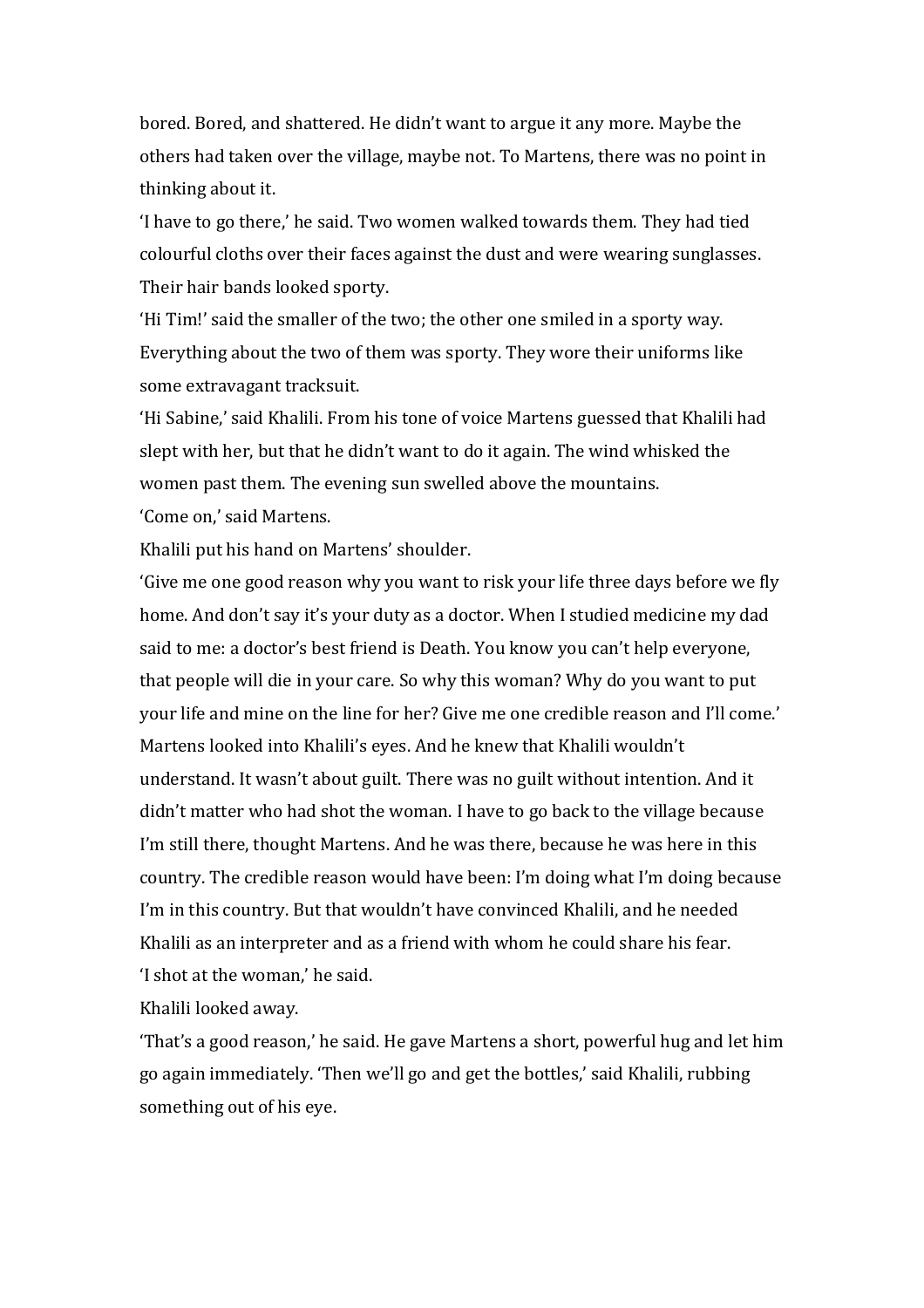bored. Bored, and shattered. He didn't want to argue it any more. Maybe the others had taken over the village, maybe not. To Martens, there was no point in thinking about it.

'I have to go there,' he said. Two women walked towards them. They had tied colourful cloths over their faces against the dust and were wearing sunglasses. Their hair bands looked sporty.

'Hi Tim!' said the smaller of the two; the other one smiled in a sporty way. Everything about the two of them was sporty. They wore their uniforms like some extravagant tracksuit.

'Hi Sabine,' said Khalili. From his tone of voice Martens guessed that Khalili had slept with her, but that he didn't want to do it again. The wind whisked the women past them. The evening sun swelled above the mountains.

'Come on,' said Martens.

Khalili put his hand on Martens' shoulder.

'Give me one good reason why you want to risk your life three days before we fly home. And don't say it's your duty as a doctor. When I studied medicine my dad said to me: a doctor's best friend is Death. You know you can't help everyone, that people will die in your care. So why this woman? Why do you want to put your life and mine on the line for her? Give me one credible reason and I'll come.'

Martens looked into Khalili's eyes. And he knew that Khalili wouldn't understand. It wasn't about guilt. There was no guilt without intention. And it didn't matter who had shot the woman. I have to go back to the village because I'm still there, thought Martens. And he was there, because he was here in this country. The credible reason would have been: I'm doing what I'm doing because I'm in this country. But that wouldn't have convinced Khalili, and he needed Khalili as an interpreter and as a friend with whom he could share his fear.

'I shot at the woman,' he said.

Khalili looked away.

'That's a good reason,' he said. He gave Martens a short, powerful hug and let him go again immediately. 'Then we'll go and get the bottles,' said Khalili, rubbing something out of his eye.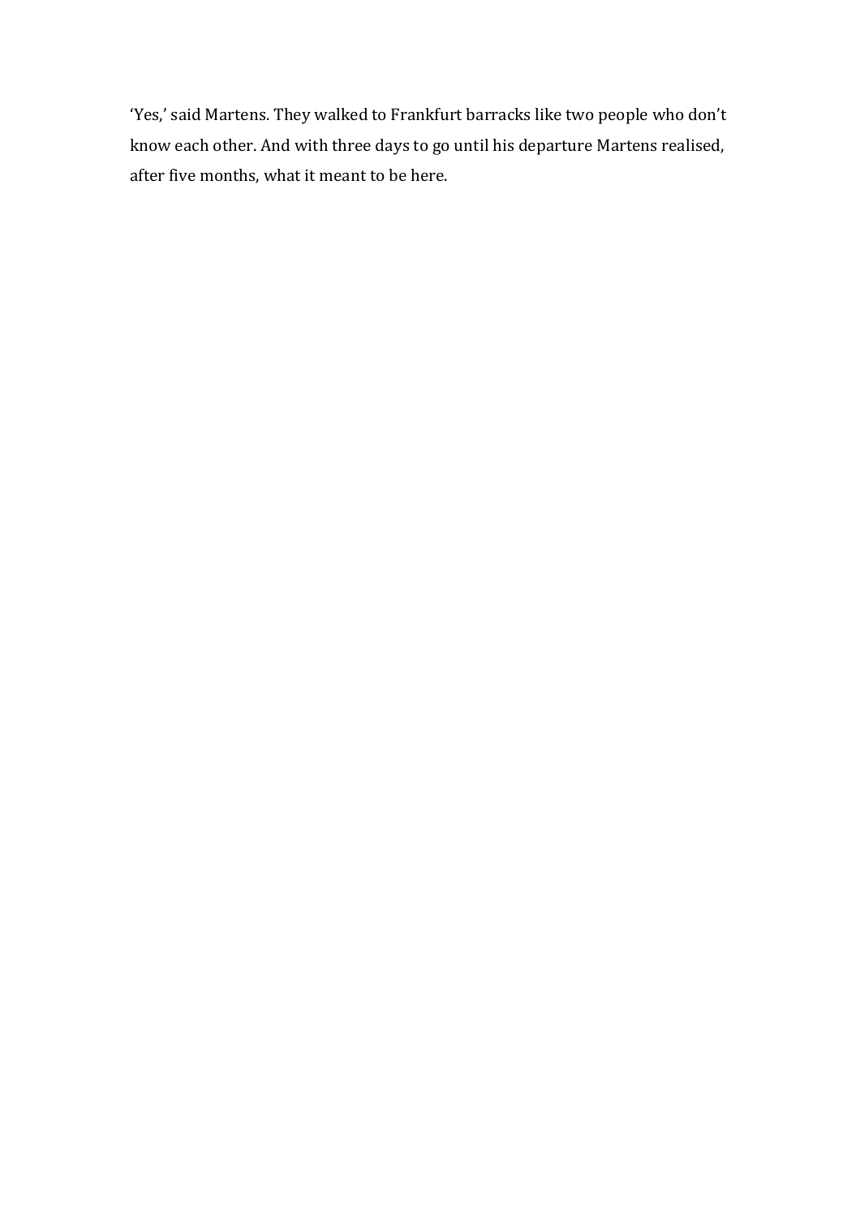'Yes,' said Martens. They walked to Frankfurt barracks like two people who don't know each other. And with three days to go until his departure Martens realised, after five months, what it meant to be here.